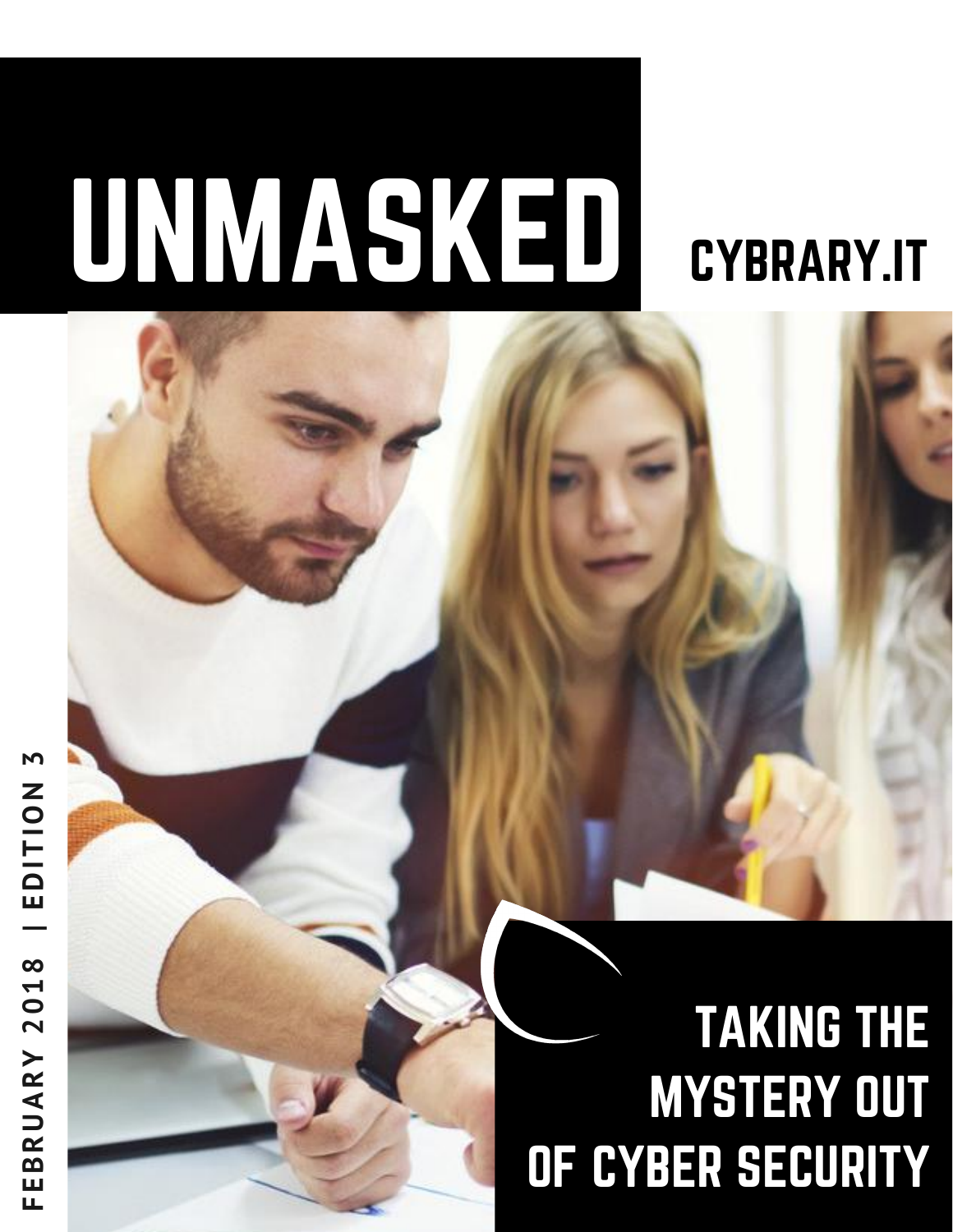# UNMASKED

CYBRARY.IT

FEBRUARY 2018 | EDITION 3

## TAKING THE MYSTERY OUT OF CYBER SECURITY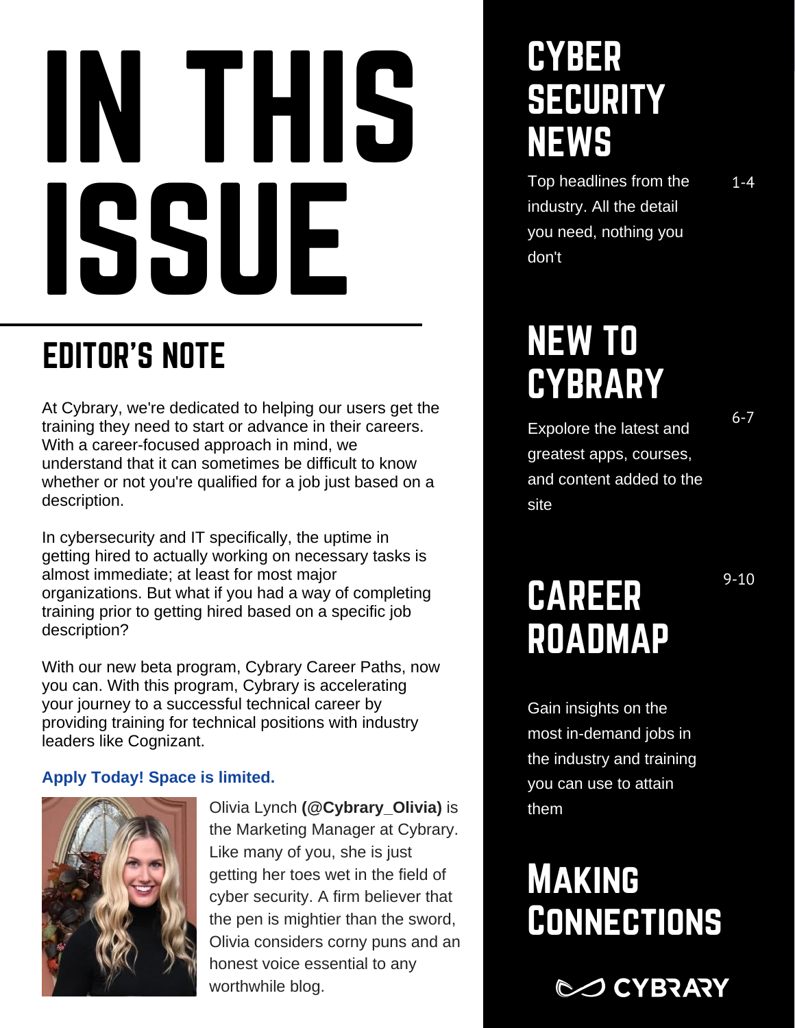# IN THIS ISSUE

## EDITOR'S NOTE

At Cybrary, we're dedicated to helping our users get the training they need to start or advance in their careers. With a career-focused approach in mind, we understand that it can sometimes be difficult to know whether or not you're qualified for a job just based on a description.

In cybersecurity and IT specifically, the uptime in getting hired to actually working on necessary tasks is almost immediate; at least for most major organizations. But what if you had a way of completing training prior to getting hired based on a specific job description?

With our new beta program, Cybrary Career Paths, now you can. With this program, Cybrary is accelerating your journey to a successful technical career by providing training for technical positions with industry leaders like Cognizant.

**Apply Today! Space is limited.**

Olivia Lynch **(@Cybrary_Olivia)** is the Marketing Manager at Cybrary. Like many of you, she is just getting her toes wet in the field of cyber security. A firm believer that the pen is mightier than the sword, Olivia considers corny puns and an honest voice essential to any worthwhile blog.

## CYBER SECURITY NEWS

Top headlines from the industry. All the detail you need, nothing you don't — 1-4

## NEW TO CYBRARY

Expolore the latest and greatest apps, courses, and content added to the site — 6-7

## CAREER ROADMAP

Gain insights on the most in-demand jobs in the industry and training you can use to attain them — 9-10

## MAKING CONNECTIONS

CYBRARY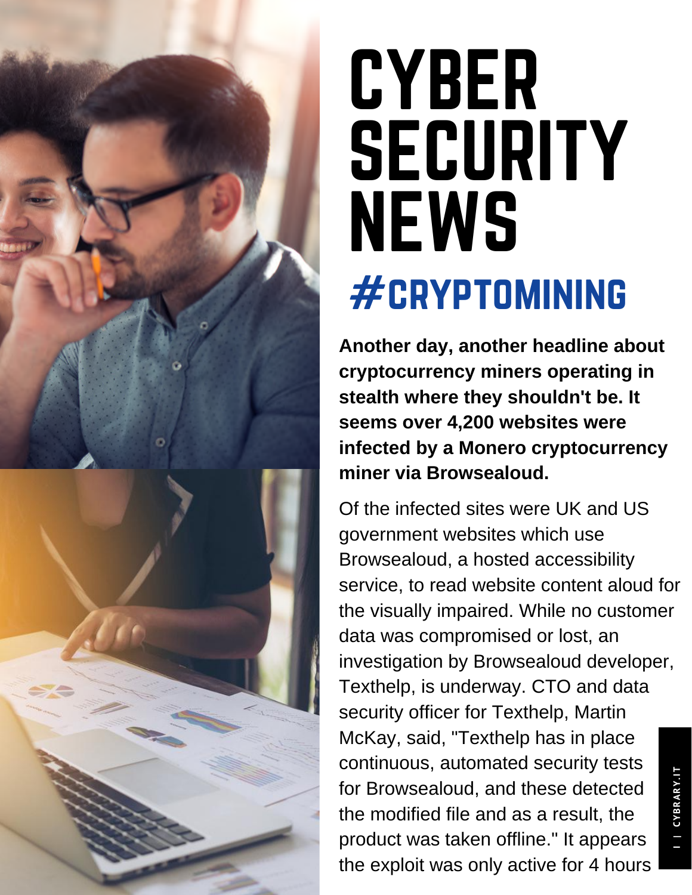# CYBER SECURITY NEWS

## #CRYPTOMINING

**Another day, another headline about cryptocurrency miners operating in stealth where they shouldn't be. It seems over 4,200 websites were infected by a Monero cryptocurrency miner via Browsealoud.**

Of the infected sites were UK and US government websites which use Browsealoud, a hosted accessibility service, to read website content aloud for the visually impaired. While no customer data was compromised or lost, an investigation by Browsealoud developer, Texthelp, is underway. CTO and data security officer for Texthelp, Martin McKay, said, "Texthelp has in place continuous, automated security tests for Browsealoud, and these detected the modified file and as a result, the product was taken offline." It appears the exploit was only active for 4 hours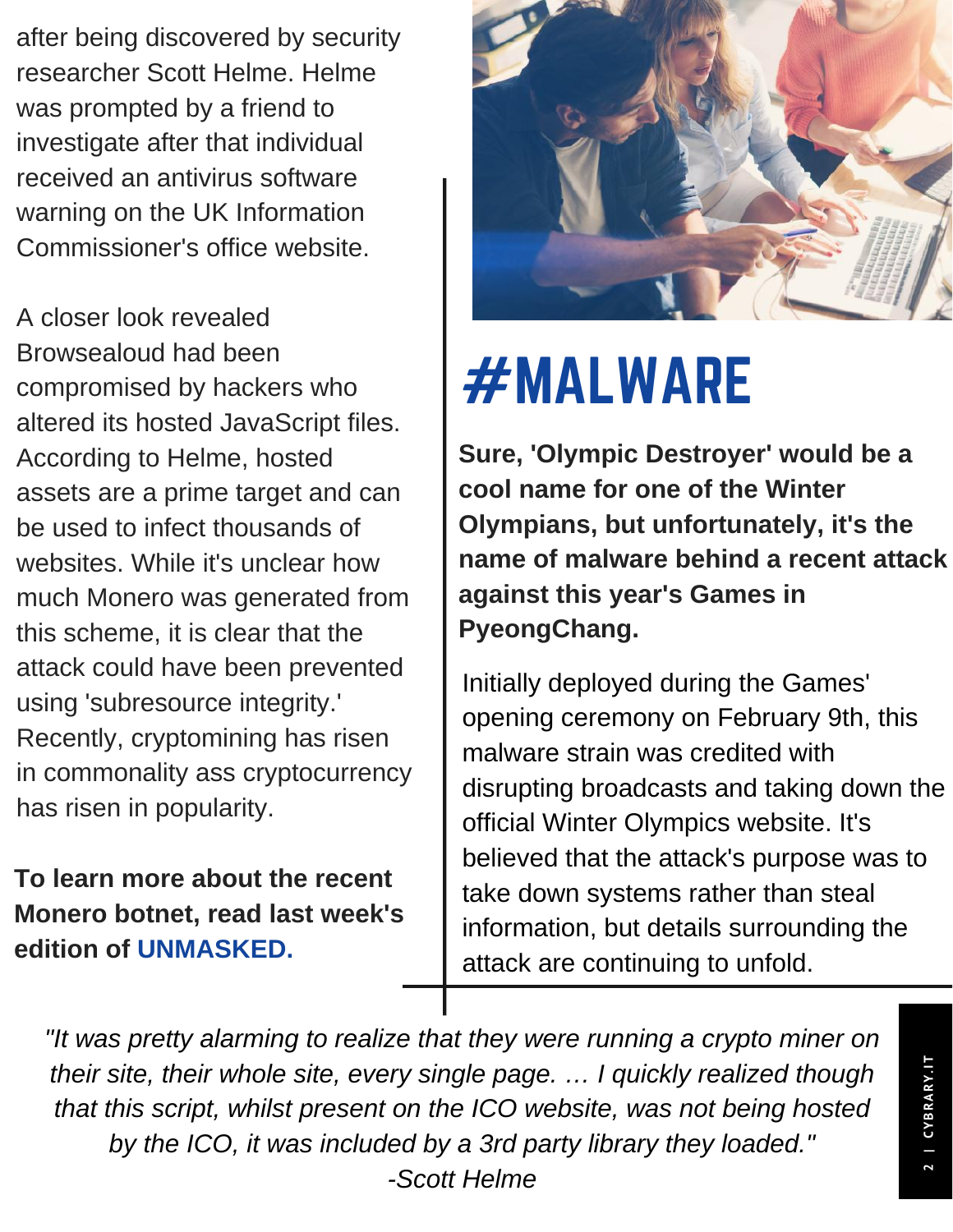after being discovered by security researcher Scott Helme. Helme was prompted by a friend to investigate after that individual received an antivirus software warning on the UK Information Commissioner's office website.

A closer look revealed Browsealoud had been compromised by hackers who altered its hosted JavaScript files. According to Helme, hosted assets are a prime target and can be used to infect thousands of websites. While it's unclear how much Monero was generated from this scheme, it is clear that the attack could have been prevented using 'subresource integrity.' Recently, cryptomining has risen in commonality ass cryptocurrency has risen in popularity.

**To learn more about the recent Monero botnet, read last week's edition of UNMASKED.**

# #MALWARE

**Sure, 'Olympic Destroyer' would be a cool name for one of the Winter Olympians, but unfortunately, it's the name of malware behind a recent attack against this year's Games in PyeongChang.**

Initially deployed during the Games' opening ceremony on February 9th, this malware strain was credited with disrupting broadcasts and taking down the official Winter Olympics website. It's believed that the attack's purpose was to take down systems rather than steal information, but details surrounding the attack are continuing to unfold.

*"It was pretty alarming to realize that they were running a crypto miner on their site, their whole site, every single page. … I quickly realized though that this script, whilst present on the ICO website, was not being hosted by the ICO, it was included by a 3rd party library they loaded."*
*-Scott Helme*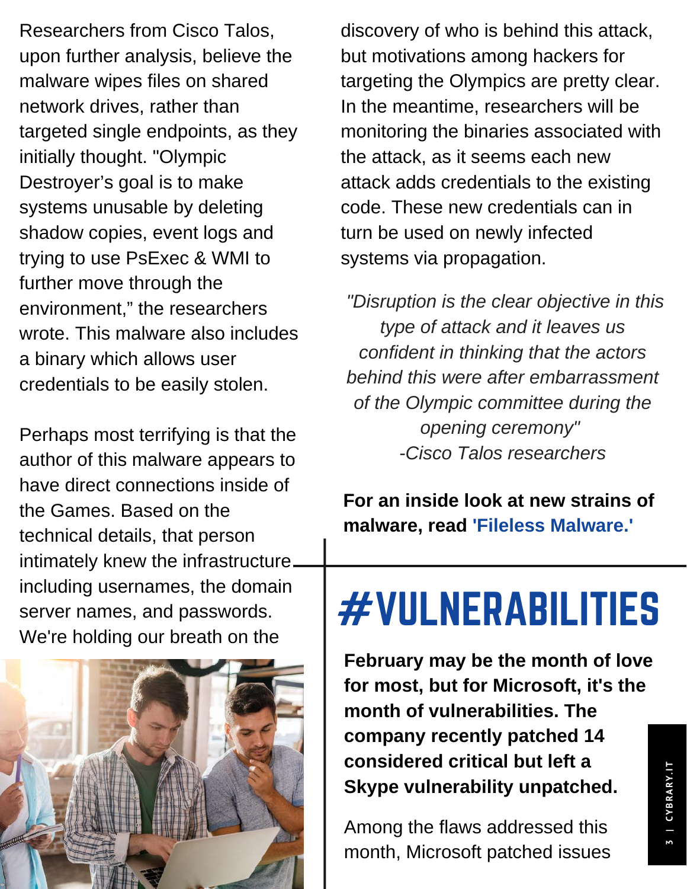Researchers from Cisco Talos, upon further analysis, believe the malware wipes files on shared network drives, rather than targeted single endpoints, as they initially thought. "Olympic Destroyer's goal is to make systems unusable by deleting shadow copies, event logs and trying to use PsExec & WMI to further move through the environment," the researchers wrote. This malware also includes a binary which allows user credentials to be easily stolen.

Perhaps most terrifying is that the author of this malware appears to have direct connections inside of the Games. Based on the technical details, that person intimately knew the infrastructure including usernames, the domain server names, and passwords. We're holding our breath on the discovery of who is behind this attack, but motivations among hackers for targeting the Olympics are pretty clear. In the meantime, researchers will be monitoring the binaries associated with the attack, as it seems each new attack adds credentials to the existing code. These new credentials can in turn be used on newly infected systems via propagation.

*"Disruption is the clear objective in this type of attack and it leaves us confident in thinking that the actors behind this were after embarrassment of the Olympic committee during the opening ceremony"*
*-Cisco Talos researchers*

**For an inside look at new strains of malware, read 'Fileless Malware.'**

# #VULNERABILITIES

**February may be the month of love for most, but for Microsoft, it's the month of vulnerabilities. The company recently patched 14 considered critical but left a Skype vulnerability unpatched.**

Among the flaws addressed this month, Microsoft patched issues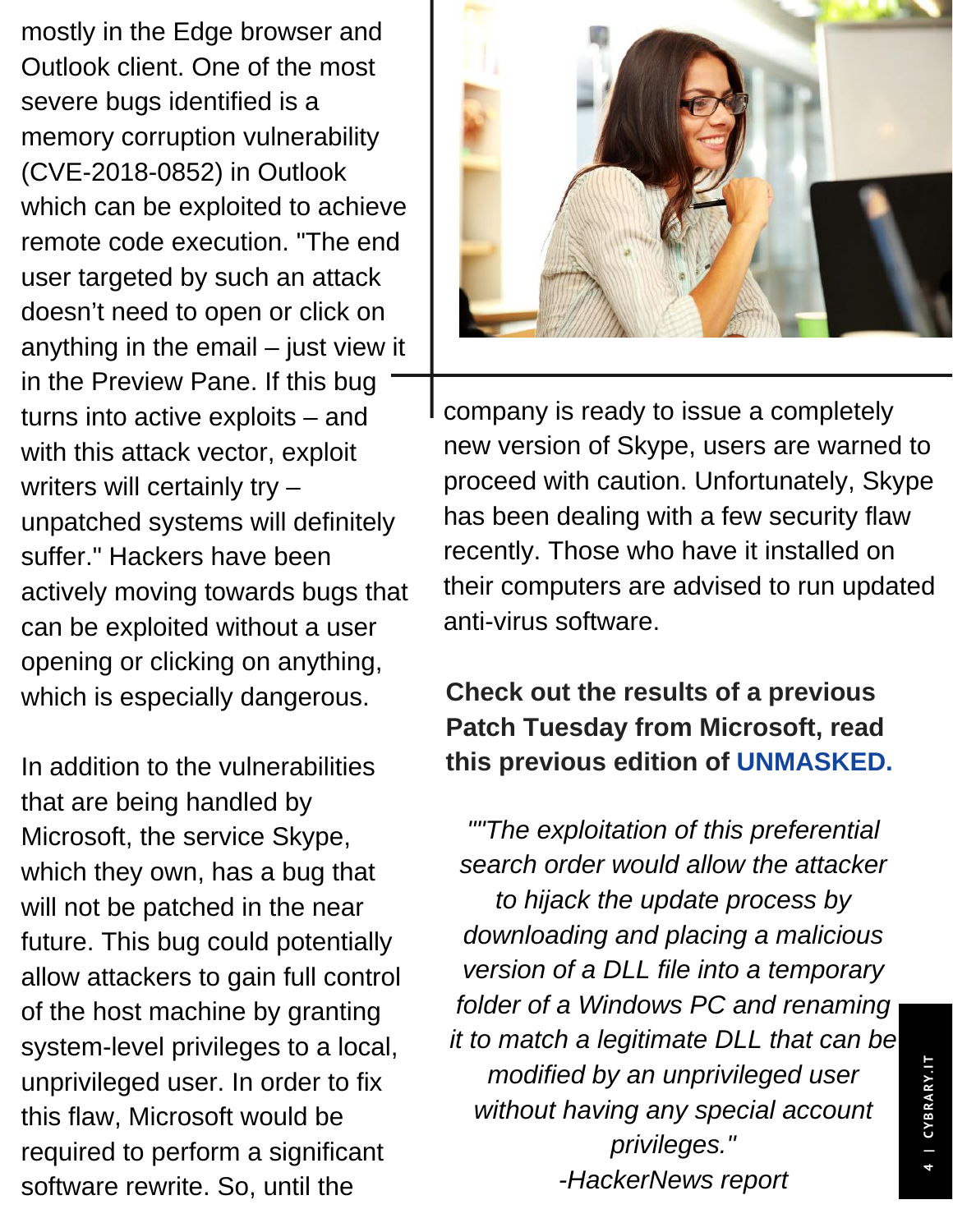mostly in the Edge browser and Outlook client. One of the most severe bugs identified is a memory corruption vulnerability (CVE-2018-0852) in Outlook which can be exploited to achieve remote code execution. "The end user targeted by such an attack doesn't need to open or click on anything in the email – just view it in the Preview Pane. If this bug turns into active exploits – and with this attack vector, exploit writers will certainly try – unpatched systems will definitely suffer." Hackers have been actively moving towards bugs that can be exploited without a user opening or clicking on anything, which is especially dangerous.

In addition to the vulnerabilities that are being handled by Microsoft, the service Skype, which they own, has a bug that will not be patched in the near future. This bug could potentially allow attackers to gain full control of the host machine by granting system-level privileges to a local, unprivileged user. In order to fix this flaw, Microsoft would be required to perform a significant software rewrite. So, until the company is ready to issue a completely new version of Skype, users are warned to proceed with caution. Unfortunately, Skype has been dealing with a few security flaw recently. Those who have it installed on their computers are advised to run updated anti-virus software.

**Check out the results of a previous Patch Tuesday from Microsoft, read this previous edition of UNMASKED.**

*""The exploitation of this preferential search order would allow the attacker to hijack the update process by downloading and placing a malicious version of a DLL file into a temporary folder of a Windows PC and renaming it to match a legitimate DLL that can be modified by an unprivileged user without having any special account privileges."*

*-HackerNews report*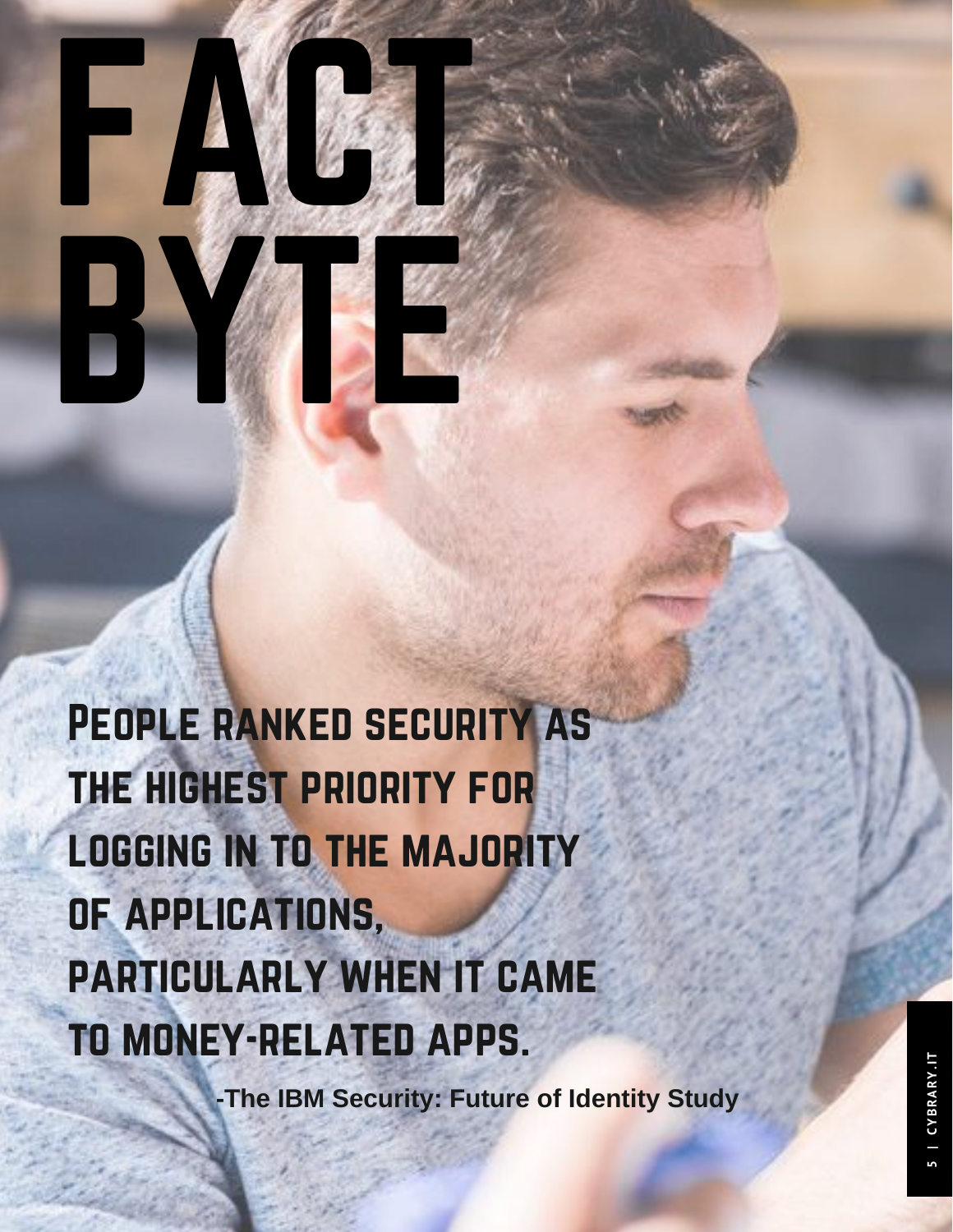# FACT BYTE

People ranked security as the highest priority for logging in to the majority of applications, particularly when it came to money-related apps.

**-The IBM Security: Future of Identity Study**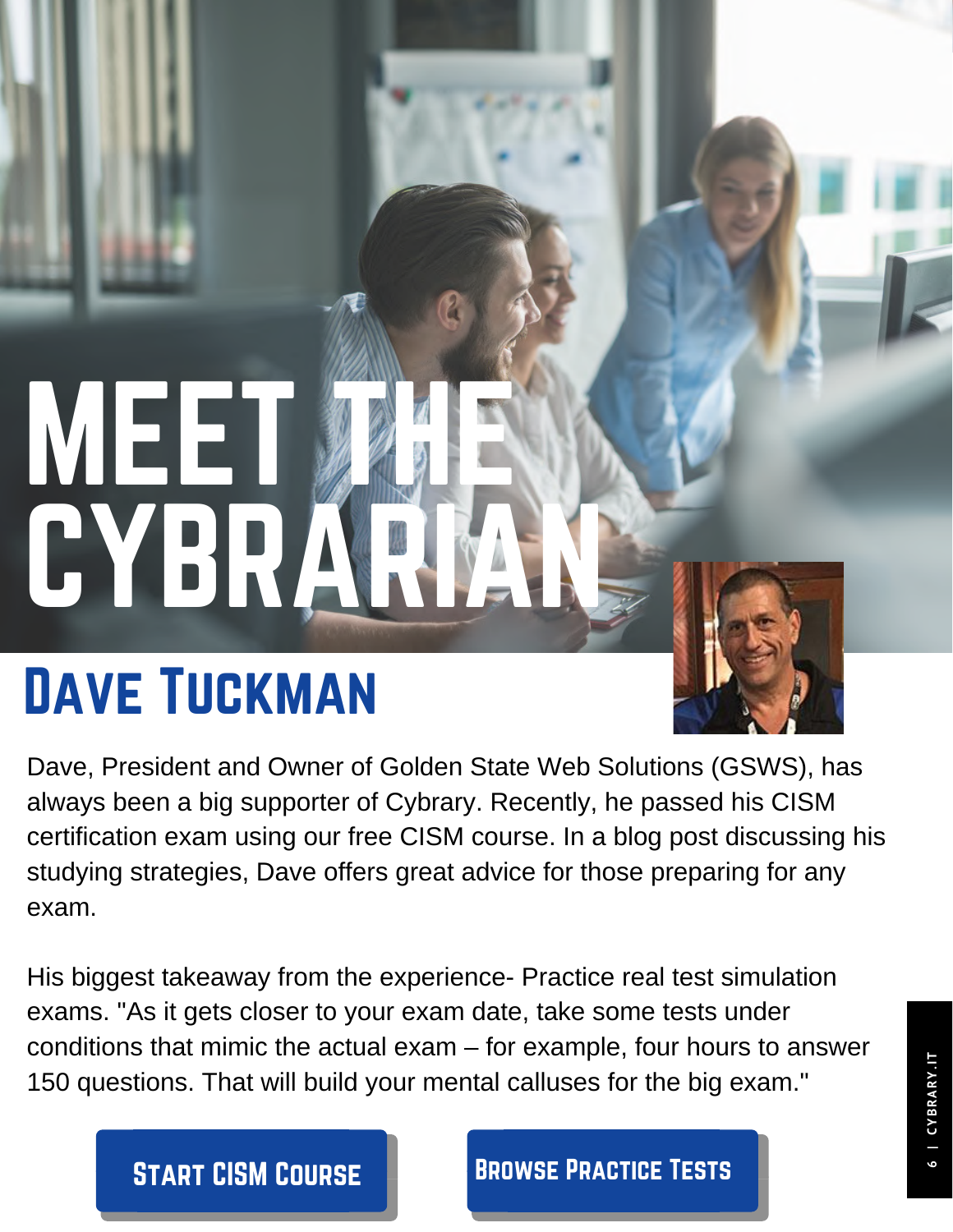# MEET THE CYBRARIAN

## Dave Tuckman

Dave, President and Owner of Golden State Web Solutions (GSWS), has always been a big supporter of Cybrary. Recently, he passed his CISM certification exam using our free CISM course. In a blog post discussing his studying strategies, Dave offers great advice for those preparing for any exam.

His biggest takeaway from the experience- Practice real test simulation exams. "As it gets closer to your exam date, take some tests under conditions that mimic the actual exam – for example, four hours to answer 150 questions. That will build your mental calluses for the big exam."

**Start CISM Course** **Browse Practice Tests**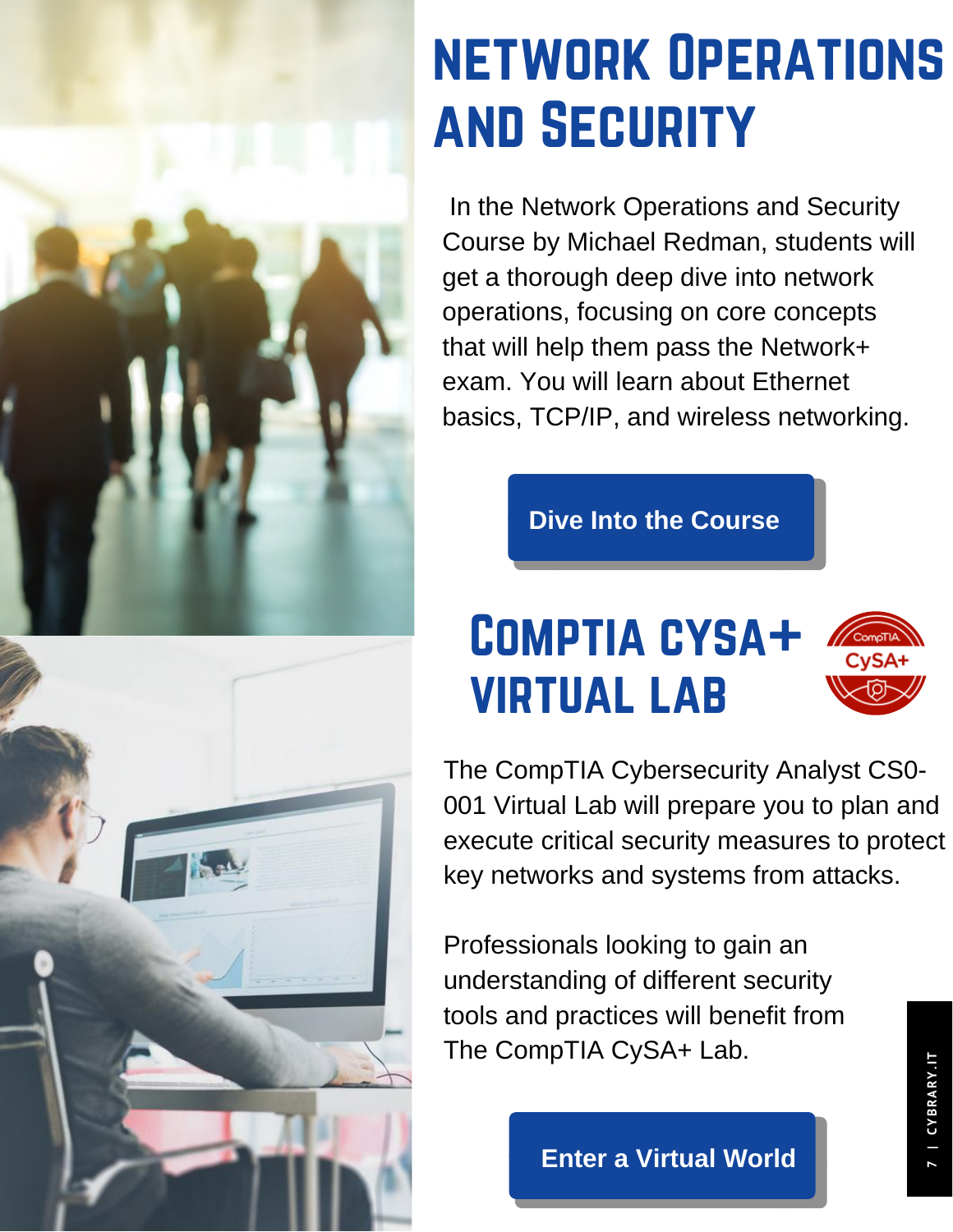# Network Operations and Security

In the Network Operations and Security Course by Michael Redman, students will get a thorough deep dive into network operations, focusing on core concepts that will help them pass the Network+ exam. You will learn about Ethernet basics, TCP/IP, and wireless networking.

**Dive Into the Course**

# CompTIA CySA+ Virtual Lab

The CompTIA Cybersecurity Analyst CS0-001 Virtual Lab will prepare you to plan and execute critical security measures to protect key networks and systems from attacks.

Professionals looking to gain an understanding of different security tools and practices will benefit from The CompTIA CySA+ Lab.

**Enter a Virtual World**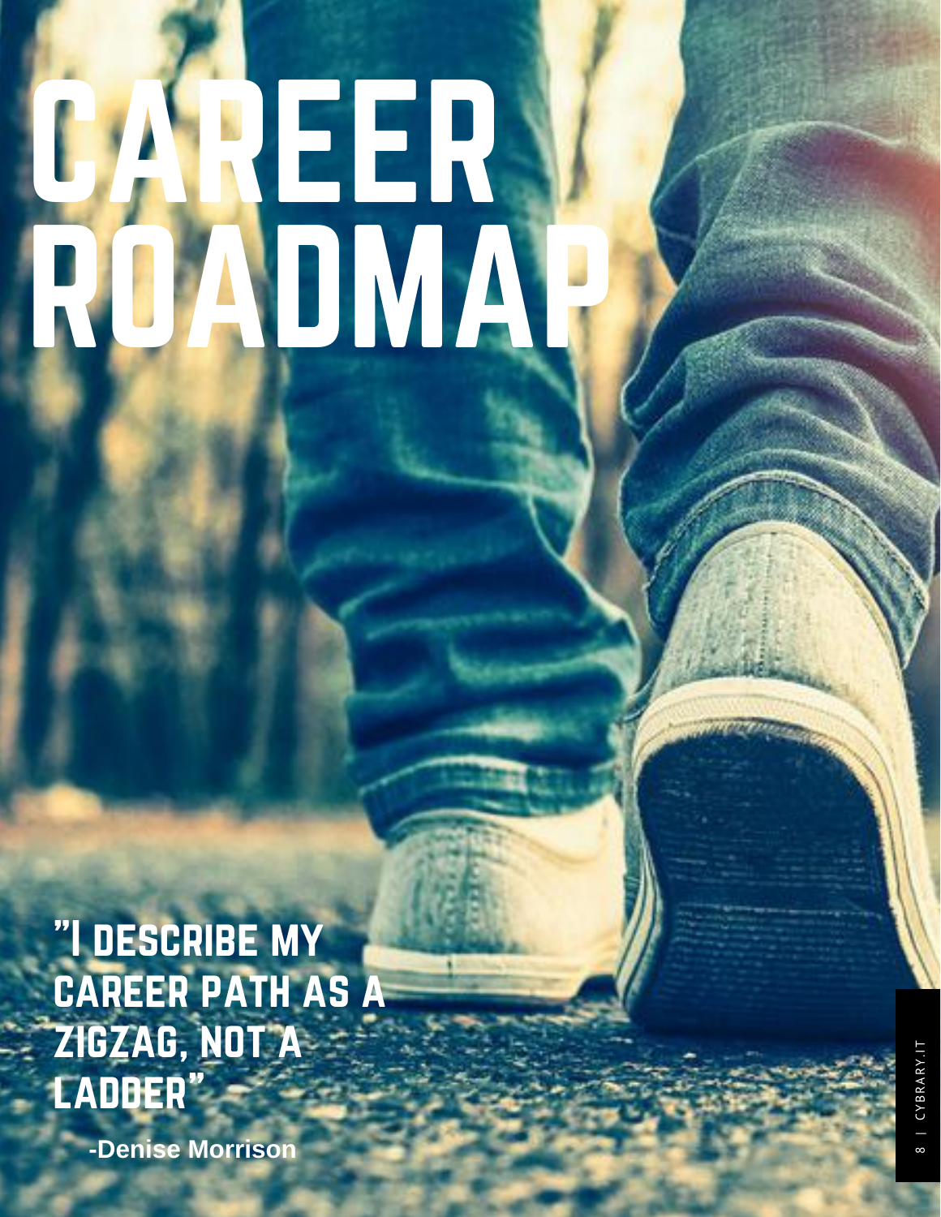# CAREER ROADMAP

"I DESCRIBE MY CAREER PATH AS A ZIGZAG, NOT A LADDER"

**-Denise Morrison**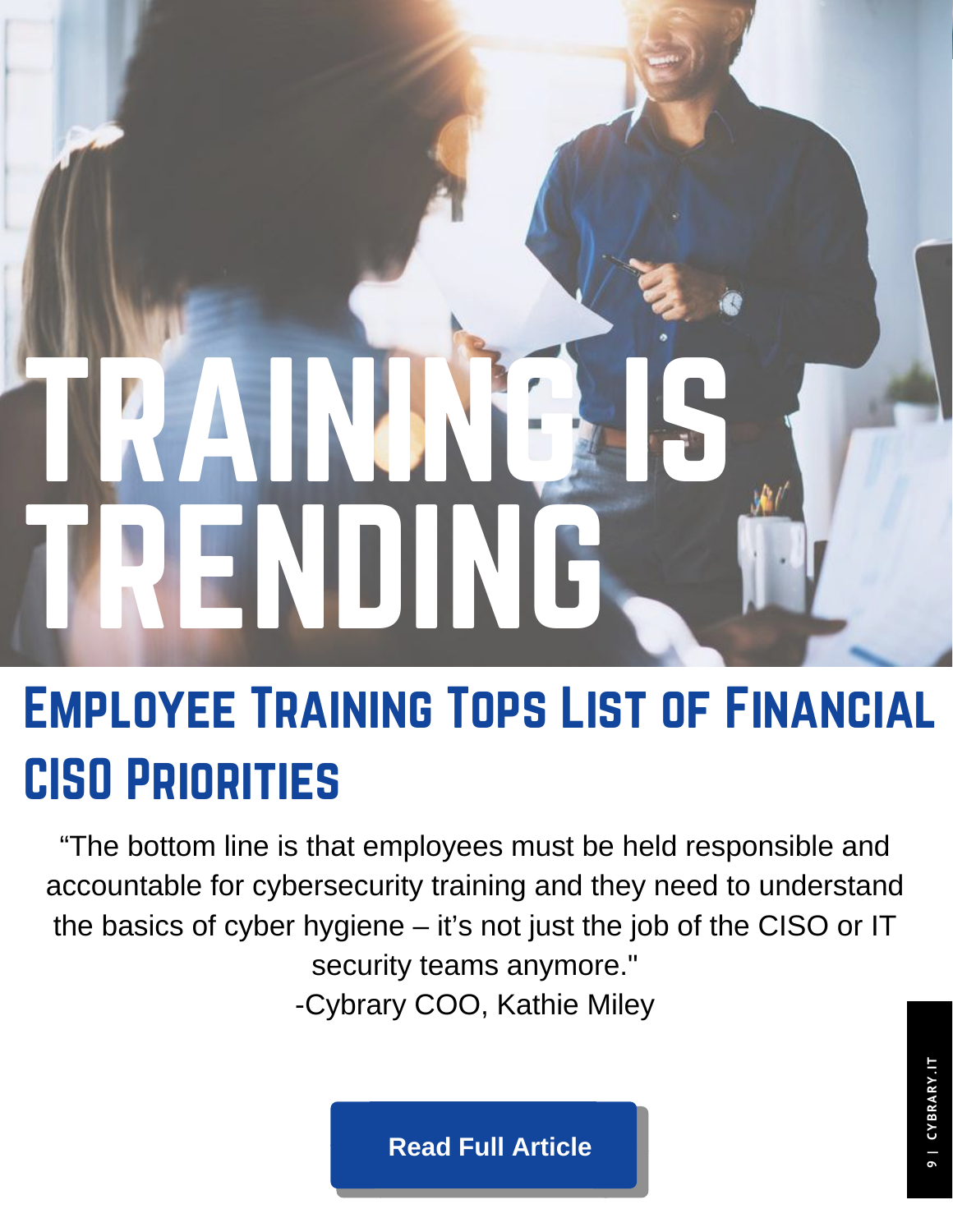# TRAINING IS TRENDING

## Employee Training Tops List of Financial CISO Priorities

“The bottom line is that employees must be held responsible and accountable for cybersecurity training and they need to understand the basics of cyber hygiene – it’s not just the job of the CISO or IT security teams anymore."

-Cybrary COO, Kathie Miley

**Read Full Article**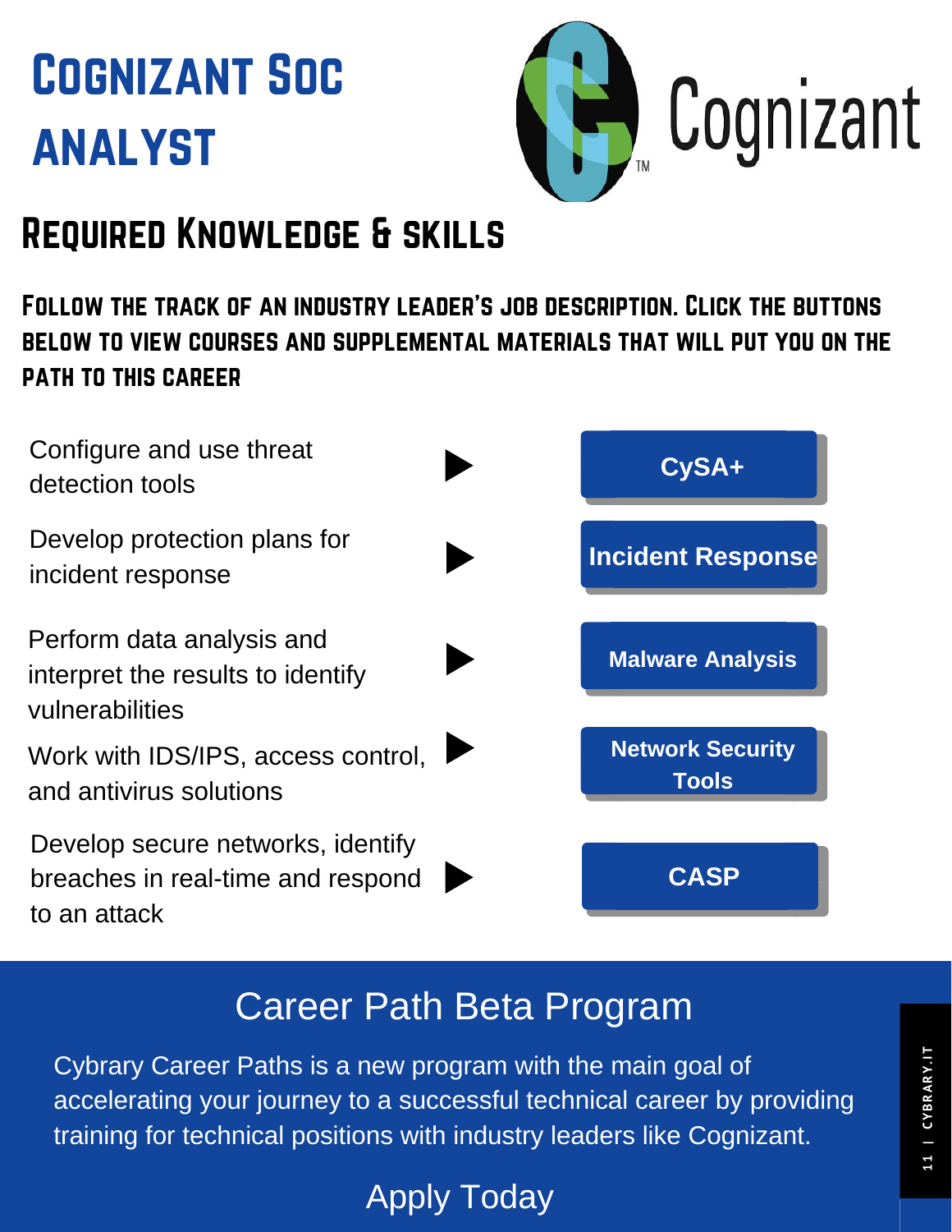# Cognizant SOC Analyst

Cognizant

## Required Knowledge & Skills

**Follow the track of an industry leader's job description. Click the buttons below to view courses and supplemental materials that will put you on the path to this career**

| Skill | Course |
|---|---|
| Configure and use threat detection tools | CySA+ |
| Develop protection plans for incident response | Incident Response |
| Perform data analysis and interpret the results to identify vulnerabilities | Malware Analysis |
| Work with IDS/IPS, access control, and antivirus solutions | Network Security Tools |
| Develop secure networks, identify breaches in real-time and respond to an attack | CASP |

## Career Path Beta Program

Cybrary Career Paths is a new program with the main goal of accelerating your journey to a successful technical career by providing training for technical positions with industry leaders like Cognizant.

Apply Today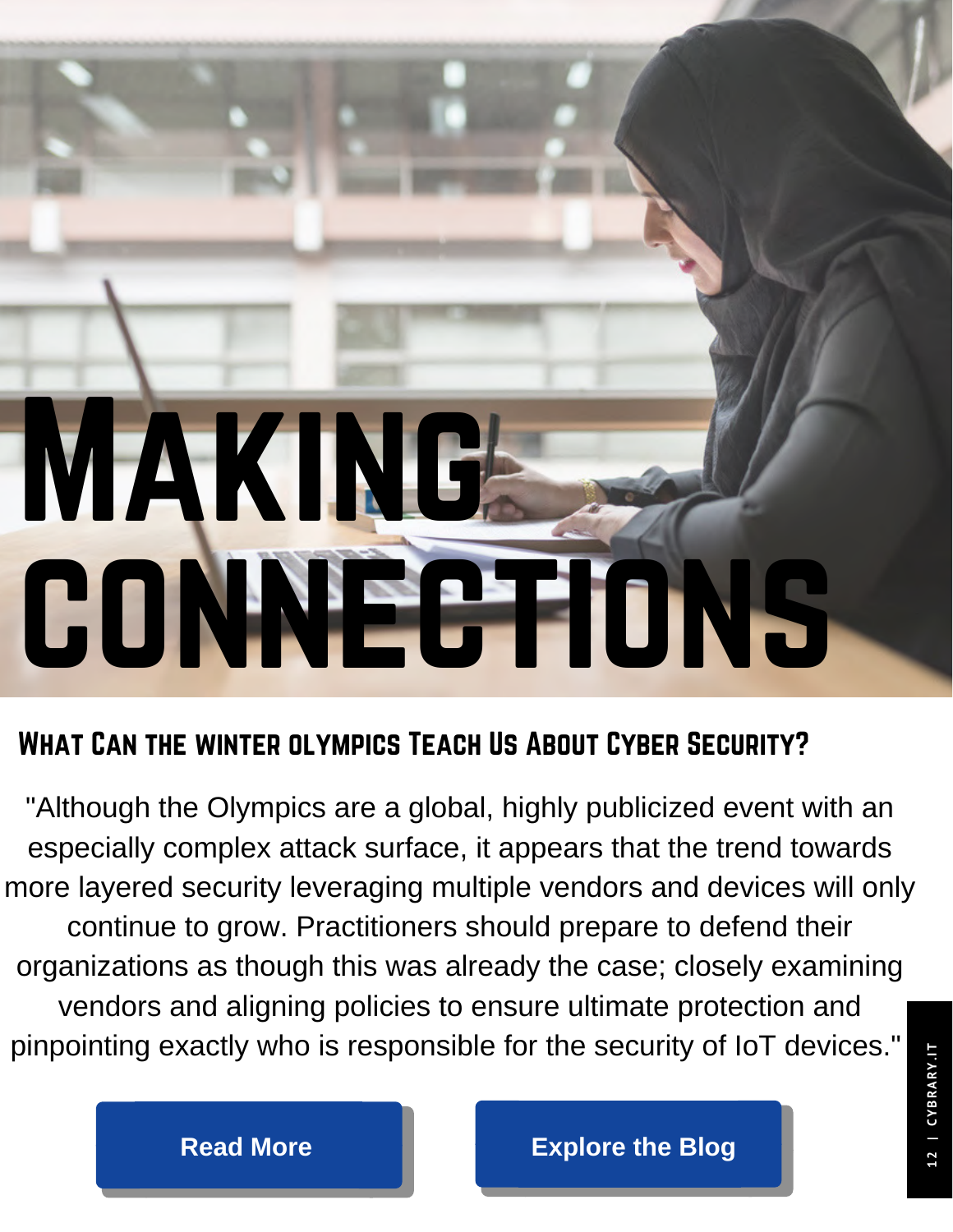# Making Connections

## What Can the Winter Olympics Teach Us About Cyber Security?

"Although the Olympics are a global, highly publicized event with an especially complex attack surface, it appears that the trend towards more layered security leveraging multiple vendors and devices will only continue to grow. Practitioners should prepare to defend their organizations as though this was already the case; closely examining vendors and aligning policies to ensure ultimate protection and pinpointing exactly who is responsible for the security of IoT devices."

Read More

Explore the Blog